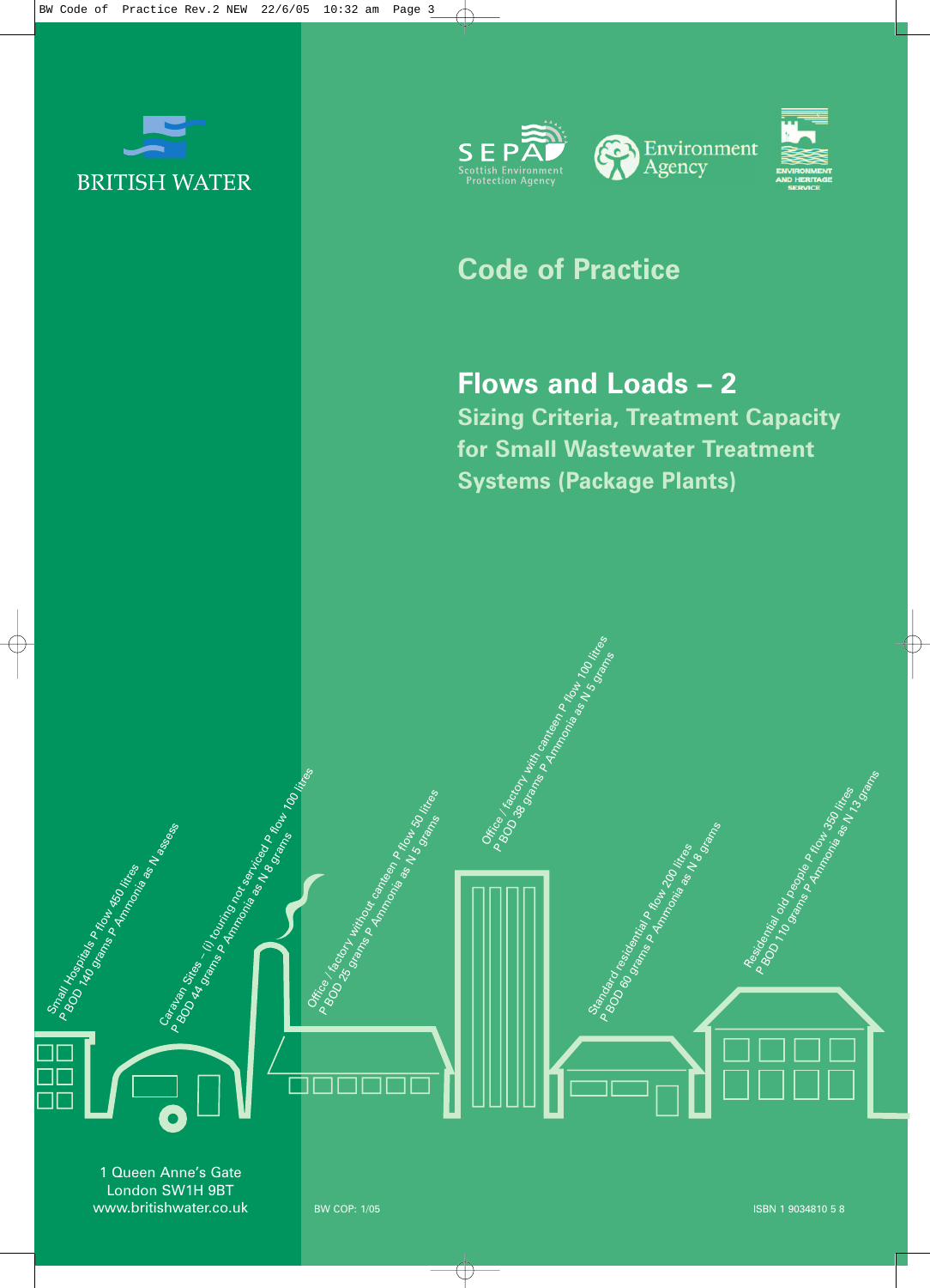BRITISH WATER

SEPA Scottish Environment Protection Agency

Environment Agency

ENVIRONMENT AND HERITAGE SERVICE

## Code of Practice

# Flows and Loads – 2

### Sizing Criteria, Treatment Capacity for Small Wastewater Treatment Systems (Package Plants)

Small Hospitals P flow 450 litres P BOD 140 grams P Ammonia as N assess

Caravan Sites – (i) touring not serviced P flow 100 litres P BOD 44 grams P Ammonia as N 8 grams

Office / factory without canteen P flow 50 litres P BOD 25 grams P Ammonia as N 5 grams

Office / factory with canteen P flow 100 litres P BOD 38 grams P Ammonia as N 5 grams

Standard residential P flow 200 litres P BOD 60 grams P Ammonia as N 8 grams

Residential old people P flow 350 litres P BOD 110 grams P Ammonia as N 13 grams

1 Queen Anne's Gate
London SW1H 9BT
www.britishwater.co.uk

BW COP: 1/05

ISBN 1 9034810 5 8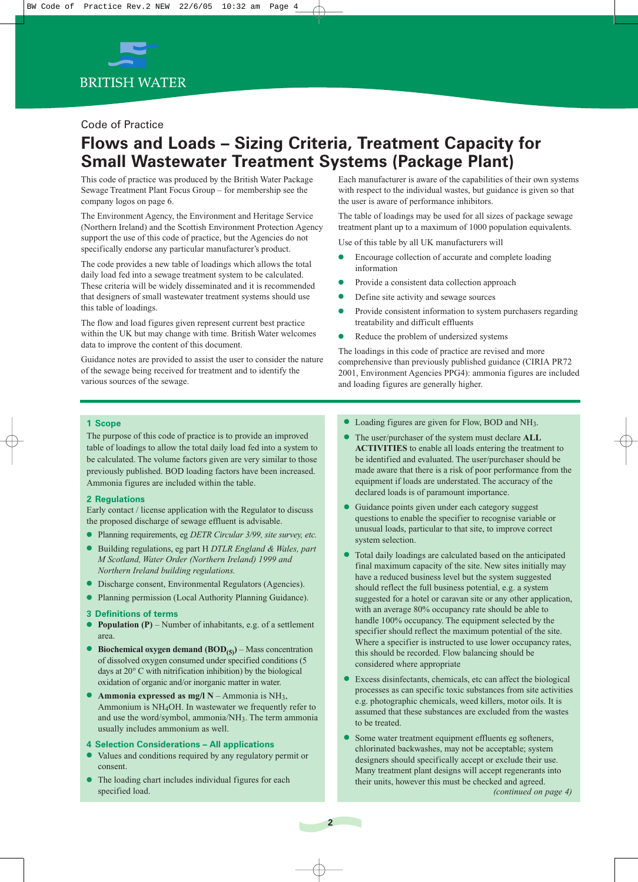BRITISH WATER

Code of Practice

# Flows and Loads – Sizing Criteria, Treatment Capacity for Small Wastewater Treatment Systems (Package Plant)

This code of practice was produced by the British Water Package Sewage Treatment Plant Focus Group – for membership see the company logos on page 6.

The Environment Agency, the Environment and Heritage Service (Northern Ireland) and the Scottish Environment Protection Agency support the use of this code of practice, but the Agencies do not specifically endorse any particular manufacturer's product.

The code provides a new table of loadings which allows the total daily load fed into a sewage treatment system to be calculated. These criteria will be widely disseminated and it is recommended that designers of small wastewater treatment systems should use this table of loadings.

The flow and load figures given represent current best practice within the UK but may change with time. British Water welcomes data to improve the content of this document.

Guidance notes are provided to assist the user to consider the nature of the sewage being received for treatment and to identify the various sources of the sewage.

Each manufacturer is aware of the capabilities of their own systems with respect to the individual wastes, but guidance is given so that the user is aware of performance inhibitors.

The table of loadings may be used for all sizes of package sewage treatment plant up to a maximum of 1000 population equivalents.

Use of this table by all UK manufacturers will

- Encourage collection of accurate and complete loading information
- Provide a consistent data collection approach
- Define site activity and sewage sources
- Provide consistent information to system purchasers regarding treatability and difficult effluents
- Reduce the problem of undersized systems

The loadings in this code of practice are revised and more comprehensive than previously published guidance (CIRIA PR72 2001, Environment Agencies PPG4): ammonia figures are included and loading figures are generally higher.

## 1 Scope

The purpose of this code of practice is to provide an improved table of loadings to allow the total daily load fed into a system to be calculated. The volume factors given are very similar to those previously published. BOD loading factors have been increased. Ammonia figures are included within the table.

## 2 Regulations

Early contact / license application with the Regulator to discuss the proposed discharge of sewage effluent is advisable.

- Planning requirements, eg *DETR Circular 3/99, site survey, etc.*
- Building regulations, eg part H *DTLR England & Wales, part M Scotland, Water Order (Northern Ireland) 1999 and Northern Ireland building regulations.*
- Discharge consent, Environmental Regulators (Agencies).
- Planning permission (Local Authority Planning Guidance).

## 3 Definitions of terms

- **Population (P)** – Number of inhabitants, e.g. of a settlement area.
- **Biochemical oxygen demand ($BOD_{(5)}$)** – Mass concentration of dissolved oxygen consumed under specified conditions (5 days at 20° C with nitrification inhibition) by the biological oxidation of organic and/or inorganic matter in water.
- **Ammonia expressed as mg/l N** – Ammonia is $NH_3$, Ammonium is $NH_4OH$. In wastewater we frequently refer to and use the word/symbol, ammonia/$NH_3$. The term ammonia usually includes ammonium as well.

## 4 Selection Considerations – All applications

- Values and conditions required by any regulatory permit or consent.
- The loading chart includes individual figures for each specified load.
- Loading figures are given for Flow, BOD and $NH_3$.
- The user/purchaser of the system must declare **ALL ACTIVITIES** to enable all loads entering the treatment to be identified and evaluated. The user/purchaser should be made aware that there is a risk of poor performance from the equipment if loads are understated. The accuracy of the declared loads is of paramount importance.
- Guidance points given under each category suggest questions to enable the specifier to recognise variable or unusual loads, particular to that site, to improve correct system selection.
- Total daily loadings are calculated based on the anticipated final maximum capacity of the site. New sites initially may have a reduced business level but the system suggested should reflect the full business potential, e.g. a system suggested for a hotel or caravan site or any other application, with an average 80% occupancy rate should be able to handle 100% occupancy. The equipment selected by the specifier should reflect the maximum potential of the site. Where a specifier is instructed to use lower occupancy rates, this should be recorded. Flow balancing should be considered where appropriate
- Excess disinfectants, chemicals, etc can affect the biological processes as can specific toxic substances from site activities e.g. photographic chemicals, weed killers, motor oils. It is assumed that these substances are excluded from the wastes to be treated.
- Some water treatment equipment effluents eg softeners, chlorinated backwashes, may not be acceptable; system designers should specifically accept or exclude their use. Many treatment plant designs will accept regenerants into their units, however this must be checked and agreed.

*(continued on page 4)*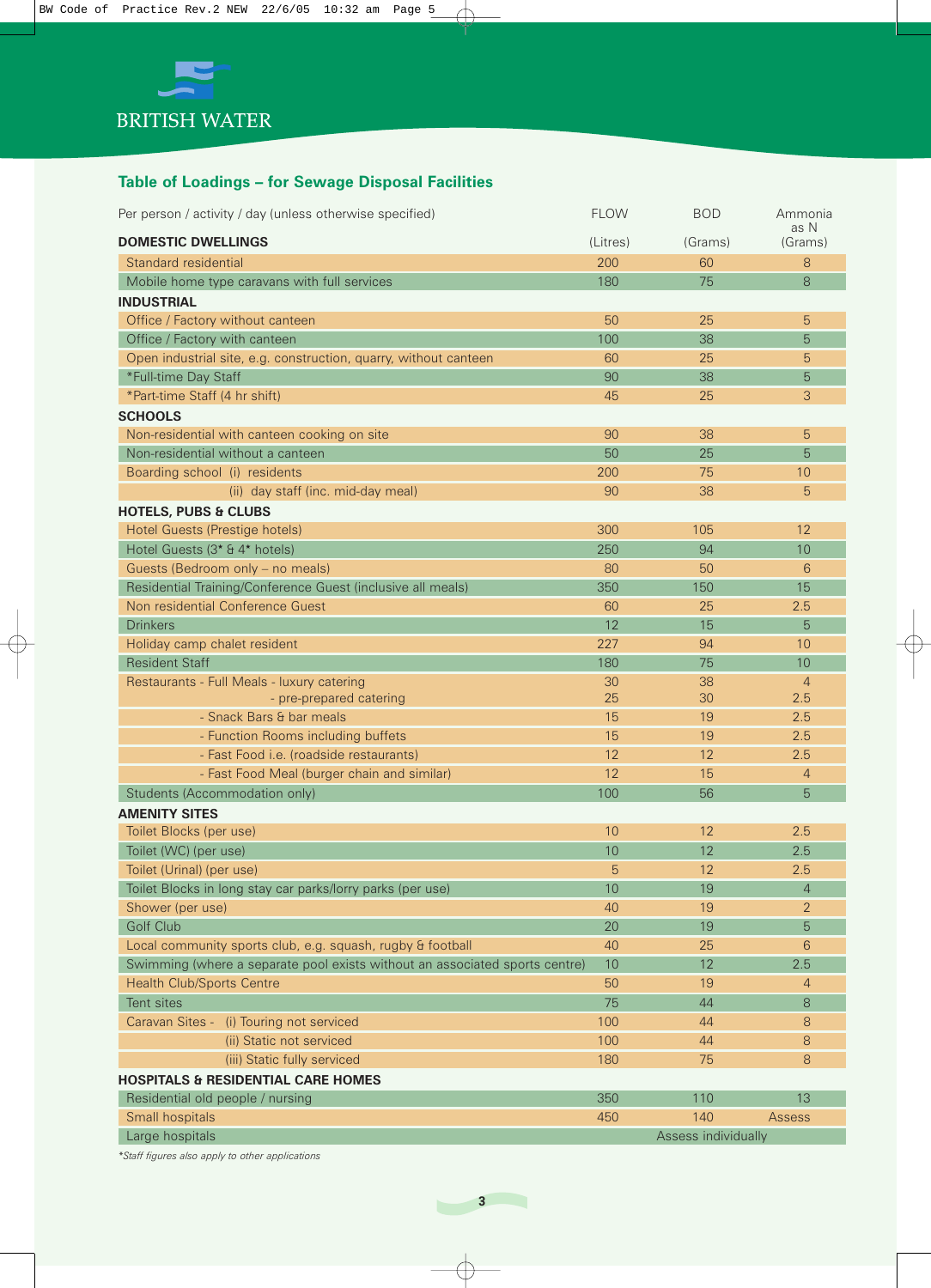BRITISH WATER

## Table of Loadings – for Sewage Disposal Facilities

| Per person / activity / day (unless otherwise specified) | FLOW | BOD | Ammonia as N |
|---|---|---|---|
| **DOMESTIC DWELLINGS** | (Litres) | (Grams) | (Grams) |
| Standard residential | 200 | 60 | 8 |
| Mobile home type caravans with full services | 180 | 75 | 8 |
| **INDUSTRIAL** | | | |
| Office / Factory without canteen | 50 | 25 | 5 |
| Office / Factory with canteen | 100 | 38 | 5 |
| Open industrial site, e.g. construction, quarry, without canteen | 60 | 25 | 5 |
| *Full-time Day Staff | 90 | 38 | 5 |
| *Part-time Staff (4 hr shift) | 45 | 25 | 3 |
| **SCHOOLS** | | | |
| Non-residential with canteen cooking on site | 90 | 38 | 5 |
| Non-residential without a canteen | 50 | 25 | 5 |
| Boarding school (i) residents | 200 | 75 | 10 |
| (ii) day staff (inc. mid-day meal) | 90 | 38 | 5 |
| **HOTELS, PUBS & CLUBS** | | | |
| Hotel Guests (Prestige hotels) | 300 | 105 | 12 |
| Hotel Guests (3* & 4* hotels) | 250 | 94 | 10 |
| Guests (Bedroom only – no meals) | 80 | 50 | 6 |
| Residential Training/Conference Guest (inclusive all meals) | 350 | 150 | 15 |
| Non residential Conference Guest | 60 | 25 | 2.5 |
| Drinkers | 12 | 15 | 5 |
| Holiday camp chalet resident | 227 | 94 | 10 |
| Resident Staff | 180 | 75 | 10 |
| Restaurants - Full Meals - luxury catering | 30 | 38 | 4 |
| - pre-prepared catering | 25 | 30 | 2.5 |
| - Snack Bars & bar meals | 15 | 19 | 2.5 |
| - Function Rooms including buffets | 15 | 19 | 2.5 |
| - Fast Food i.e. (roadside restaurants) | 12 | 12 | 2.5 |
| - Fast Food Meal (burger chain and similar) | 12 | 15 | 4 |
| Students (Accommodation only) | 100 | 56 | 5 |
| **AMENITY SITES** | | | |
| Toilet Blocks (per use) | 10 | 12 | 2.5 |
| Toilet (WC) (per use) | 10 | 12 | 2.5 |
| Toilet (Urinal) (per use) | 5 | 12 | 2.5 |
| Toilet Blocks in long stay car parks/lorry parks (per use) | 10 | 19 | 4 |
| Shower (per use) | 40 | 19 | 2 |
| Golf Club | 20 | 19 | 5 |
| Local community sports club, e.g. squash, rugby & football | 40 | 25 | 6 |
| Swimming (where a separate pool exists without an associated sports centre) | 10 | 12 | 2.5 |
| Health Club/Sports Centre | 50 | 19 | 4 |
| Tent sites | 75 | 44 | 8 |
| Caravan Sites - (i) Touring not serviced | 100 | 44 | 8 |
| (ii) Static not serviced | 100 | 44 | 8 |
| (iii) Static fully serviced | 180 | 75 | 8 |
| **HOSPITALS & RESIDENTIAL CARE HOMES** | | | |
| Residential old people / nursing | 350 | 110 | 13 |
| Small hospitals | 450 | 140 | Assess |
| Large hospitals | Assess individually | | |

*\*Staff figures also apply to other applications*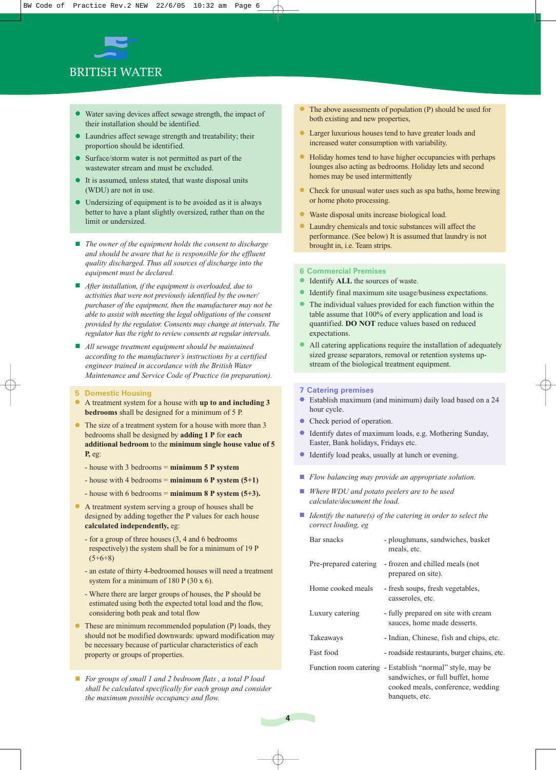BRITISH WATER

- Water saving devices affect sewage strength, the impact of their installation should be identified.
- Laundries affect sewage strength and treatability; their proportion should be identified.
- Surface/storm water is not permitted as part of the wastewater stream and must be excluded.
- It is assumed, unless stated, that waste disposal units (WDU) are not in use.
- Undersizing of equipment is to be avoided as it is always better to have a plant slightly oversized, rather than on the limit or undersized.

- *The owner of the equipment holds the consent to discharge and should be aware that he is responsible for the effluent quality discharged. Thus all sources of discharge into the equipment must be declared.*
- *After installation, if the equipment is overloaded, due to activities that were not previously identified by the owner/ purchaser of the equipment, then the manufacturer may not be able to assist with meeting the legal obligations of the consent provided by the regulator. Consents may change at intervals. The regulator has the right to review consents at regular intervals.*
- *All sewage treatment equipment should be maintained according to the manufacturer's instructions by a certified engineer trained in accordance with the British Water Maintenance and Service Code of Practice (in preparation).*

## 5 Domestic Housing

- A treatment system for a house with **up to and including 3 bedrooms** shall be designed for a minimum of 5 P.
- The size of a treatment system for a house with more than 3 bedrooms shall be designed by **adding 1 P** for **each additional bedroom** to the **minimum single house value of 5 P,** eg:

  - house with 3 bedrooms = **minimum 5 P system**
  - house with 4 bedrooms = **minimum 6 P system (5+1)**
  - house with 6 bedrooms = **minimum 8 P system (5+3).**

- A treatment system serving a group of houses shall be designed by adding together the P values for each house **calculated independently,** eg:

  - for a group of three houses (3, 4 and 6 bedrooms respectively) the system shall be for a minimum of 19 P (5+6+8)
  - an estate of thirty 4-bedroomed houses will need a treatment system for a minimum of 180 P (30 x 6).
  - Where there are larger groups of houses, the P should be estimated using both the expected total load and the flow, considering both peak and total flow

- These are minimum recommended population (P) loads, they should not be modified downwards: upward modification may be necessary because of particular characteristics of each property or groups of properties.

- *For groups of small 1 and 2 bedroom flats , a total P load shall be calculated specifically for each group and consider the maximum possible occupancy and flow.*

- The above assessments of population (P) should be used for both existing and new properties,
- Larger luxurious houses tend to have greater loads and increased water consumption with variability.
- Holiday homes tend to have higher occupancies with perhaps lounges also acting as bedrooms. Holiday lets and second homes may be used intermittently
- Check for unusual water uses such as spa baths, home brewing or home photo processing.
- Waste disposal units increase biological load.
- Laundry chemicals and toxic substances will affect the performance. (See below) It is assumed that laundry is not brought in, i.e. Team strips.

## 6 Commercial Premises

- Identify **ALL** the sources of waste.
- Identify final maximum site usage/business expectations.
- The individual values provided for each function within the table assume that 100% of every application and load is quantified. **DO NOT** reduce values based on reduced expectations.
- All catering applications require the installation of adequately sized grease separators, removal or retention systems up-stream of the biological treatment equipment.

## 7 Catering premises

- Establish maximum (and minimum) daily load based on a 24 hour cycle.
- Check period of operation.
- Identify dates of maximum loads, e.g. Mothering Sunday, Easter, Bank holidays, Fridays etc.
- Identify load peaks, usually at lunch or evening.

- *Flow balancing may provide an appropriate solution.*
- *Where WDU and potato peelers are to be used calculate/document the load.*
- *Identify the nature(s) of the catering in order to select the correct loading, eg*

| | |
|---|---|
| Bar snacks | - ploughmans, sandwiches, basket meals, etc. |
| Pre-prepared catering | - frozen and chilled meals (not prepared on site). |
| Home cooked meals | - fresh soups, fresh vegetables, casseroles, etc. |
| Luxury catering | - fully prepared on site with cream sauces, home made desserts. |
| Takeaways | - Indian, Chinese, fish and chips, etc. |
| Fast food | - roadside restaurants, burger chains, etc. |
| Function room catering | - Establish "normal" style, may be sandwiches, or full buffet, home cooked meals, conference, wedding banquets, etc. |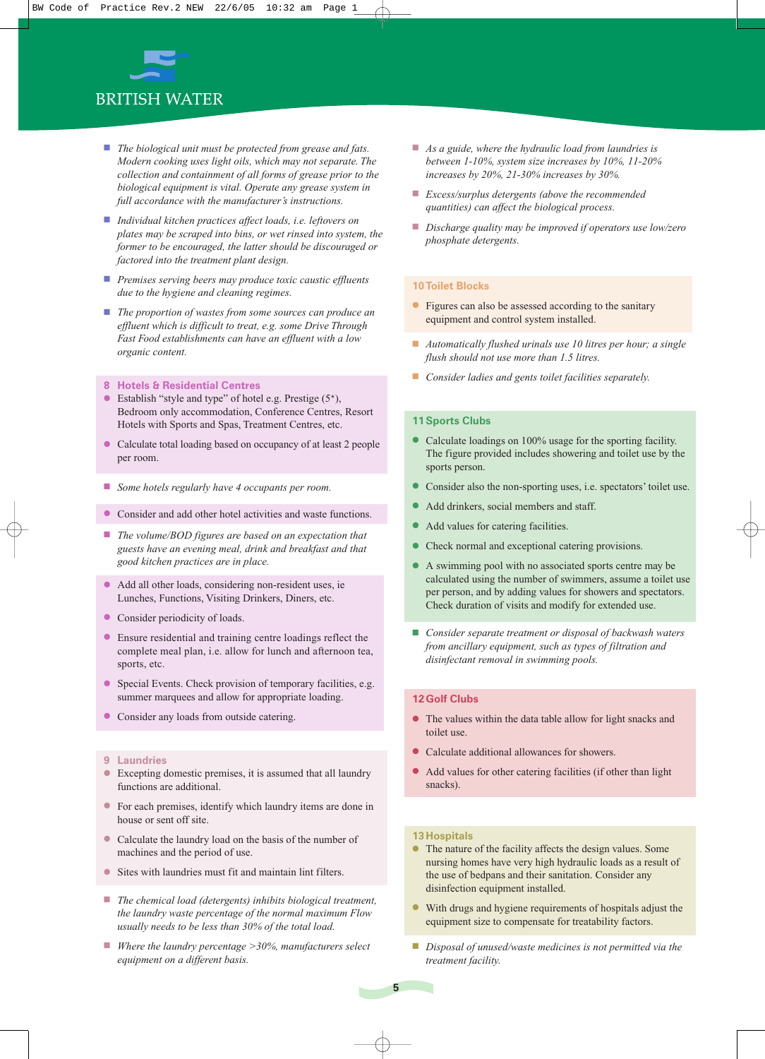BRITISH WATER

- *The biological unit must be protected from grease and fats. Modern cooking uses light oils, which may not separate. The collection and containment of all forms of grease prior to the biological equipment is vital. Operate any grease system in full accordance with the manufacturer's instructions.*
- *Individual kitchen practices affect loads, i.e. leftovers on plates may be scraped into bins, or wet rinsed into system, the former to be encouraged, the latter should be discouraged or factored into the treatment plant design.*
- *Premises serving beers may produce toxic caustic effluents due to the hygiene and cleaning regimes.*
- *The proportion of wastes from some sources can produce an effluent which is difficult to treat, e.g. some Drive Through Fast Food establishments can have an effluent with a low organic content.*

## 8 Hotels & Residential Centres

- Establish "style and type" of hotel e.g. Prestige (5*), Bedroom only accommodation, Conference Centres, Resort Hotels with Sports and Spas, Treatment Centres, etc.
- Calculate total loading based on occupancy of at least 2 people per room.
- *Some hotels regularly have 4 occupants per room.*
- Consider and add other hotel activities and waste functions.
- *The volume/BOD figures are based on an expectation that guests have an evening meal, drink and breakfast and that good kitchen practices are in place.*
- Add all other loads, considering non-resident uses, ie Lunches, Functions, Visiting Drinkers, Diners, etc.
- Consider periodicity of loads.
- Ensure residential and training centre loadings reflect the complete meal plan, i.e. allow for lunch and afternoon tea, sports, etc.
- Special Events. Check provision of temporary facilities, e.g. summer marquees and allow for appropriate loading.
- Consider any loads from outside catering.

## 9 Laundries

- Excepting domestic premises, it is assumed that all laundry functions are additional.
- For each premises, identify which laundry items are done in house or sent off site.
- Calculate the laundry load on the basis of the number of machines and the period of use.
- Sites with laundries must fit and maintain lint filters.
- *The chemical load (detergents) inhibits biological treatment, the laundry waste percentage of the normal maximum Flow usually needs to be less than 30% of the total load.*
- *Where the laundry percentage >30%, manufacturers select equipment on a different basis.*
- *As a guide, where the hydraulic load from laundries is between 1-10%, system size increases by 10%, 11-20% increases by 20%, 21-30% increases by 30%.*
- *Excess/surplus detergents (above the recommended quantities) can affect the biological process.*
- *Discharge quality may be improved if operators use low/zero phosphate detergents.*

## 10 Toilet Blocks

- Figures can also be assessed according to the sanitary equipment and control system installed.
- *Automatically flushed urinals use 10 litres per hour; a single flush should not use more than 1.5 litres.*
- *Consider ladies and gents toilet facilities separately.*

## 11 Sports Clubs

- Calculate loadings on 100% usage for the sporting facility. The figure provided includes showering and toilet use by the sports person.
- Consider also the non-sporting uses, i.e. spectators' toilet use.
- Add drinkers, social members and staff.
- Add values for catering facilities.
- Check normal and exceptional catering provisions.
- A swimming pool with no associated sports centre may be calculated using the number of swimmers, assume a toilet use per person, and by adding values for showers and spectators. Check duration of visits and modify for extended use.
- *Consider separate treatment or disposal of backwash waters from ancillary equipment, such as types of filtration and disinfectant removal in swimming pools.*

## 12 Golf Clubs

- The values within the data table allow for light snacks and toilet use.
- Calculate additional allowances for showers.
- Add values for other catering facilities (if other than light snacks).

## 13 Hospitals

- The nature of the facility affects the design values. Some nursing homes have very high hydraulic loads as a result of the use of bedpans and their sanitation. Consider any disinfection equipment installed.
- With drugs and hygiene requirements of hospitals adjust the equipment size to compensate for treatability factors.
- *Disposal of unused/waste medicines is not permitted via the treatment facility.*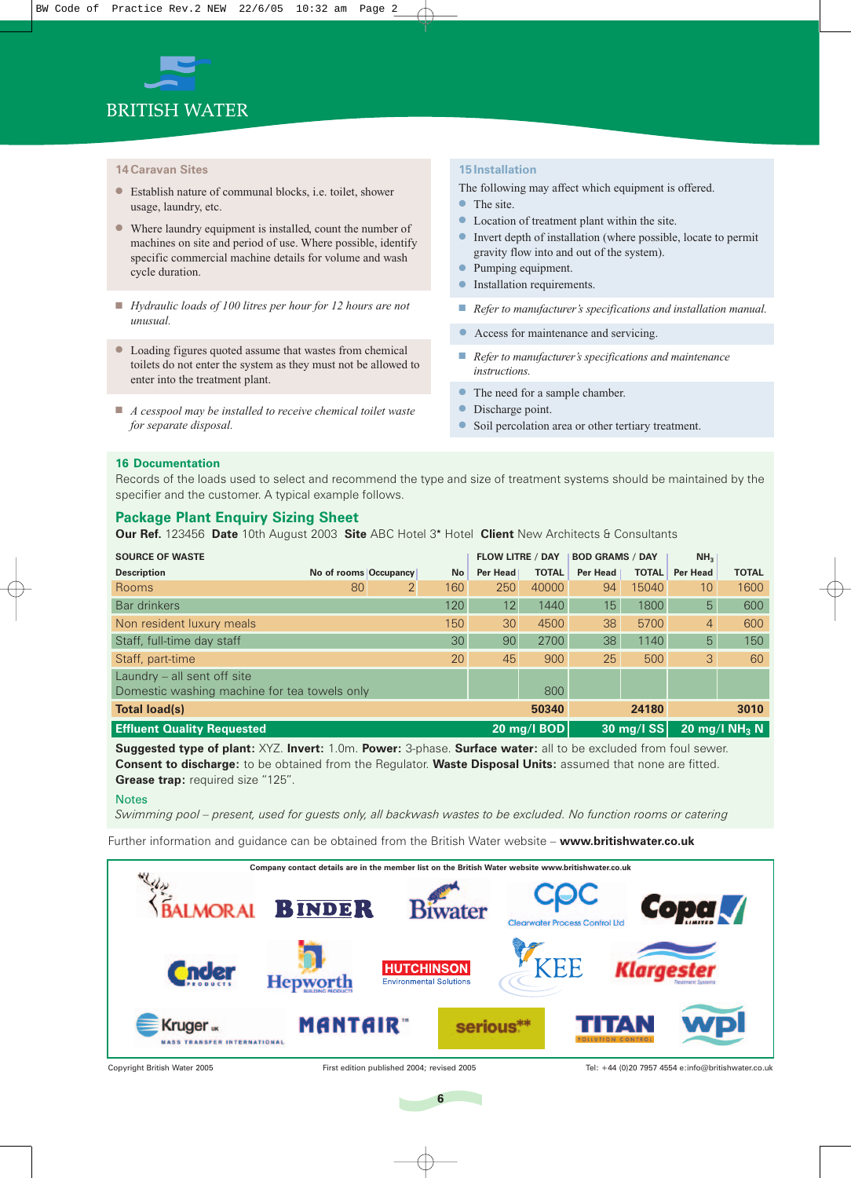## 14 Caravan Sites

- Establish nature of communal blocks, i.e. toilet, shower usage, laundry, etc.
- Where laundry equipment is installed, count the number of machines on site and period of use. Where possible, identify specific commercial machine details for volume and wash cycle duration.

- *Hydraulic loads of 100 litres per hour for 12 hours are not unusual.*

- Loading figures quoted assume that wastes from chemical toilets do not enter the system as they must not be allowed to enter into the treatment plant.

- *A cesspool may be installed to receive chemical toilet waste for separate disposal.*

## 15 Installation

The following may affect which equipment is offered.

- The site.
- Location of treatment plant within the site.
- Invert depth of installation (where possible, locate to permit gravity flow into and out of the system).
- Pumping equipment.
- Installation requirements.

- *Refer to manufacturer's specifications and installation manual.*

- Access for maintenance and servicing.

- *Refer to manufacturer's specifications and maintenance instructions.*

- The need for a sample chamber.
- Discharge point.
- Soil percolation area or other tertiary treatment.

## 16 Documentation

Records of the loads used to select and recommend the type and size of treatment systems should be maintained by the specifier and the customer. A typical example follows.

### Package Plant Enquiry Sizing Sheet

**Our Ref.** 123456 **Date** 10th August 2003 **Site** ABC Hotel 3* Hotel **Client** New Architects & Consultants

| SOURCE OF WASTE | | | | FLOW LITRE / DAY | | BOD GRAMS / DAY | | $NH_3$ | |
|---|---|---|---|---|---|---|---|---|---|
| Description | No of rooms | Occupancy | No | Per Head | TOTAL | Per Head | TOTAL | Per Head | TOTAL |
| Rooms | 80 | 2 | 160 | 250 | 40000 | 94 | 15040 | 10 | 1600 |
| Bar drinkers | | | 120 | 12 | 1440 | 15 | 1800 | 5 | 600 |
| Non resident luxury meals | | | 150 | 30 | 4500 | 38 | 5700 | 4 | 600 |
| Staff, full-time day staff | | | 30 | 90 | 2700 | 38 | 1140 | 5 | 150 |
| Staff, part-time | | | 20 | 45 | 900 | 25 | 500 | 3 | 60 |
| Laundry – all sent off site<br>Domestic washing machine for tea towels only | | | | | 800 | | | | |
| **Total load(s)** | | | | | **50340** | | **24180** | | **3010** |
| **Effluent Quality Requested** | | | | | **20 mg/l BOD** | | **30 mg/l SS** | | **20 mg/l $NH_3$ N** |

**Suggested type of plant:** XYZ. **Invert:** 1.0m. **Power:** 3-phase. **Surface water:** all to be excluded from foul sewer. **Consent to discharge:** to be obtained from the Regulator. **Waste Disposal Units:** assumed that none are fitted. **Grease trap:** required size "125".

Notes

*Swimming pool – present, used for guests only, all backwash wastes to be excluded. No function rooms or catering*

Further information and guidance can be obtained from the British Water website – **www.britishwater.co.uk**

**Company contact details are in the member list on the British Water website www.britishwater.co.uk**

BALMORAL, BINDER, Biwater, CPC Clearwater Process Control Ltd, Copa Limited, Conder Products, Hepworth Building Products, HUTCHINSON Environmental Solutions, KEE, Klargester Treatment Systems, Kruger UK Mass Transfer International, MANTAIR, serious**, TITAN Pollution Control, wpl

Copyright British Water 2005 — First edition published 2004; revised 2005 — Tel: +44 (0)20 7957 4554 e:info@britishwater.co.uk